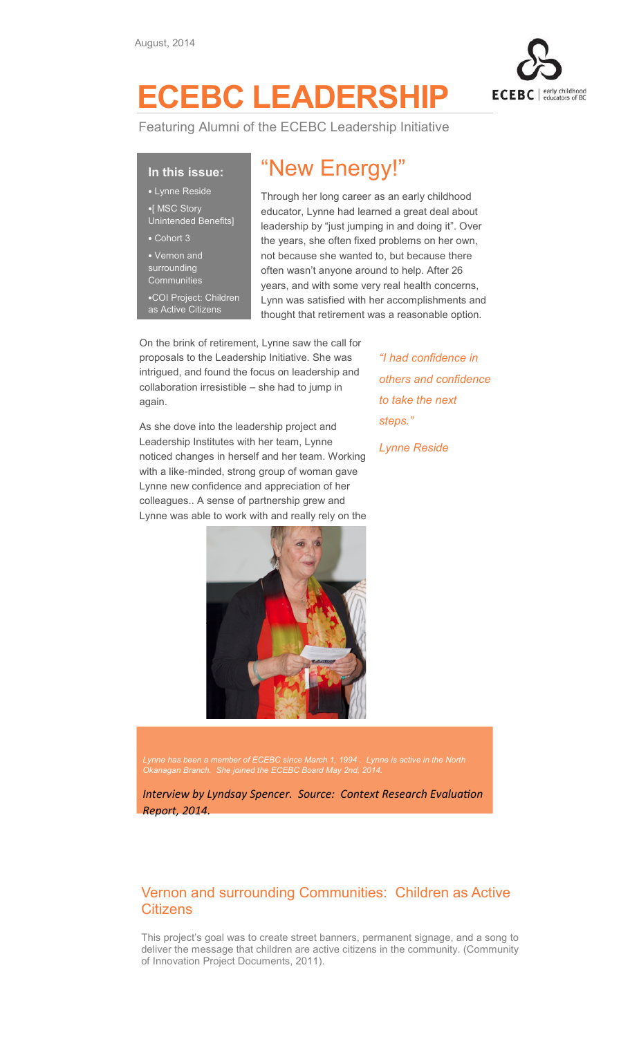August, 2014

# ECEBC LEADERSHIP

Featuring Alumni of the ECEBC Leadership Initiative

**In this issue:**

- Lynne Reside
- [ MSC Story Unintended Benefits]
- Cohort 3
- Vernon and surrounding Communities
- COI Project: Children as Active Citizens

## "New Energy!"

Through her long career as an early childhood educator, Lynne had learned a great deal about leadership by "just jumping in and doing it". Over the years, she often fixed problems on her own, not because she wanted to, but because there often wasn't anyone around to help. After 26 years, and with some very real health concerns, Lynn was satisfied with her accomplishments and thought that retirement was a reasonable option.

On the brink of retirement, Lynne saw the call for proposals to the Leadership Initiative. She was intrigued, and found the focus on leadership and collaboration irresistible – she had to jump in again.

As she dove into the leadership project and Leadership Institutes with her team, Lynne noticed changes in herself and her team. Working with a like-minded, strong group of woman gave Lynne new confidence and appreciation of her colleagues.. A sense of partnership grew and Lynne was able to work with and really rely on the

*"I had confidence in others and confidence to take the next steps."*

*Lynne Reside*

*Lynne has been a member of ECEBC since March 1, 1994 . Lynne is active in the North Okanagan Branch. She joined the ECEBC Board May 2nd, 2014.*

*Interview by Lyndsay Spencer. Source: Context Research Evaluation Report, 2014.*

## Vernon and surrounding Communities: Children as Active Citizens

This project's goal was to create street banners, permanent signage, and a song to deliver the message that children are active citizens in the community. (Community of Innovation Project Documents, 2011).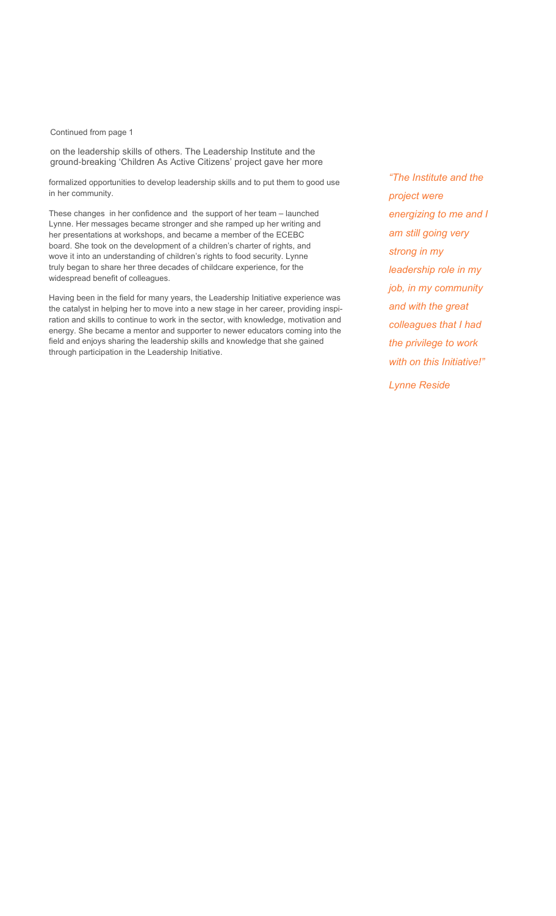Continued from page 1

on the leadership skills of others. The Leadership Institute and the ground-breaking 'Children As Active Citizens' project gave her more formalized opportunities to develop leadership skills and to put them to good use in her community.

These changes in her confidence and the support of her team – launched Lynne. Her messages became stronger and she ramped up her writing and her presentations at workshops, and became a member of the ECEBC board. She took on the development of a children's charter of rights, and wove it into an understanding of children's rights to food security. Lynne truly began to share her three decades of childcare experience, for the widespread benefit of colleagues.

Having been in the field for many years, the Leadership Initiative experience was the catalyst in helping her to move into a new stage in her career, providing inspiration and skills to continue to work in the sector, with knowledge, motivation and energy. She became a mentor and supporter to newer educators coming into the field and enjoys sharing the leadership skills and knowledge that she gained through participation in the Leadership Initiative.

*"The Institute and the project were energizing to me and I am still going very strong in my leadership role in my job, in my community and with the great colleagues that I had the privilege to work with on this Initiative!"*

*Lynne Reside*